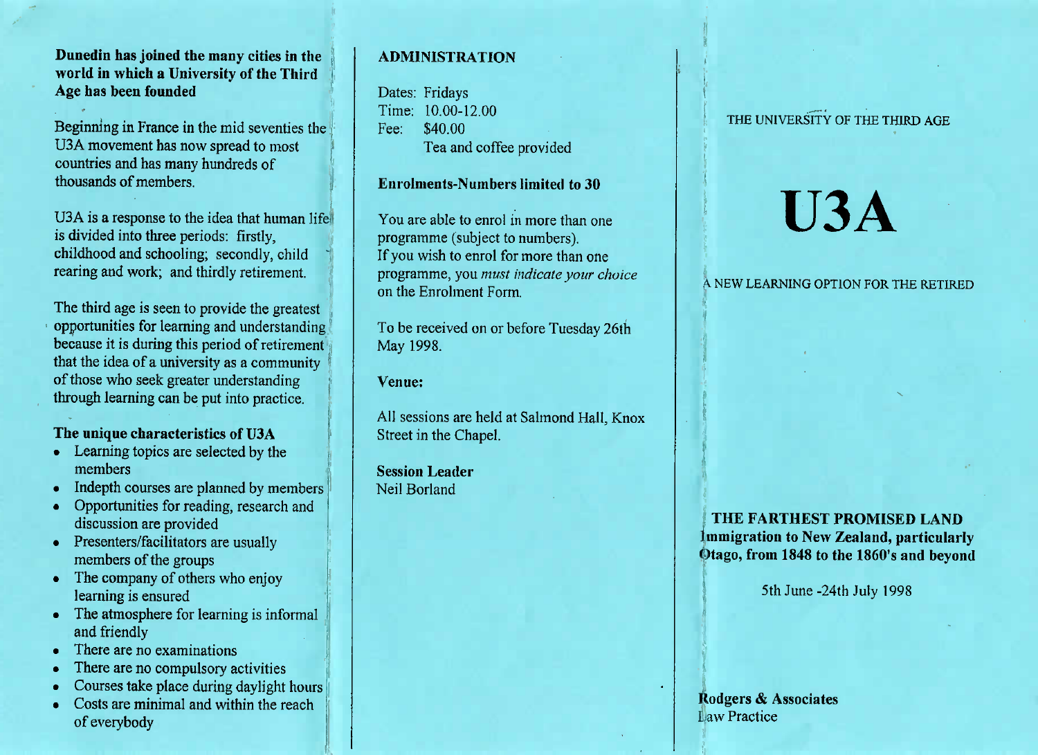**Dunedin has joined the many cities in the world in which a University of the Third Age has been founded**

Beginning in France in the mid seventies the U3A movement has now spread to most countries and has many hundreds of thousands of members.

U3A is a response to the idea that human life is divided into three periods: firstly, childhood and schooling; secondly, child rearing and work; and thirdly retirement.

The third age is seen to provide the greatest opportunities for learning and understanding because it is during this period of retirement that the idea of a university as a community of those who seek greater understanding through learning can be put into practice.

**The unique characteristics of U3A**

- Learning topics are selected by the members
- Indepth courses are planned by members
- Opportunities for reading, research and discussion are provided
- Presenters/facilitators are usually members of the groups
- The company of others who enjoy learning is ensured
- The atmosphere for learning is informal and friendly
- There are no examinations
- There are no compulsory activities
- Courses take place during daylight hours
- Costs are minimal and within the reach of everybody

**ADMINISTRATION**

Dates: Fridays
Time: 10.00-12.00
Fee: $40.00
Tea and coffee provided

**Enrolments-Numbers limited to 30**

You are able to enrol in more than one programme (subject to numbers). If you wish to enrol for more than one programme, you *must indicate your choice* on the Enrolment Form.

To be received on or before Tuesday 26th May 1998.

**Venue:**

All sessions are held at Salmond Hall, Knox Street in the Chapel.

**Session Leader**
Neil Borland

THE UNIVERSITY OF THE THIRD AGE

# U3A

A NEW LEARNING OPTION FOR THE RETIRED

**THE FARTHEST PROMISED LAND**
**Immigration to New Zealand, particularly Otago, from 1848 to the 1860's and beyond**

5th June -24th July 1998

**Rodgers & Associates**
Law Practice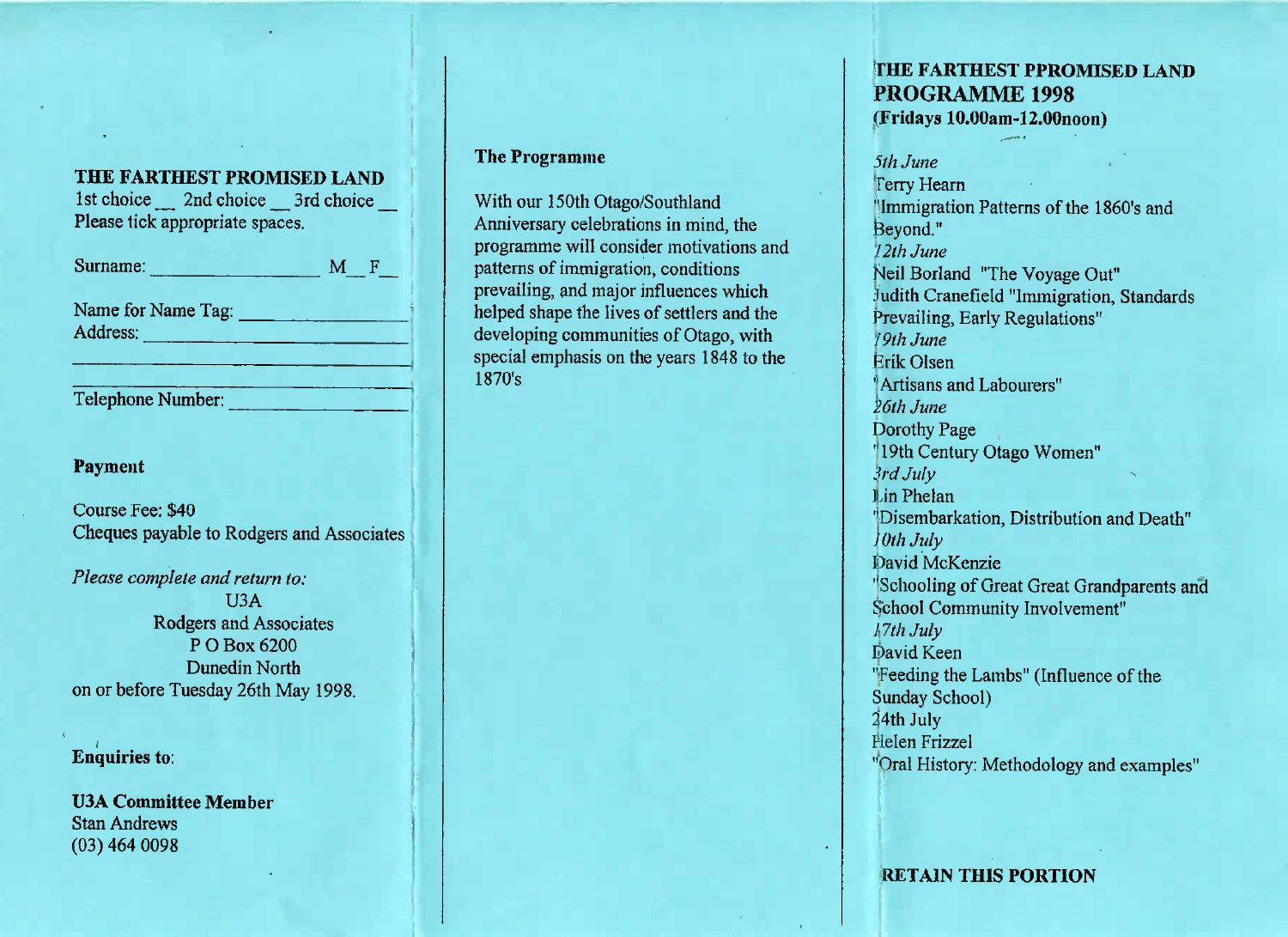## THE FARTHEST PROMISED LAND

1st choice __ 2nd choice __ 3rd choice __
Please tick appropriate spaces.

Surname: ________________ M__ F__

Name for Name Tag: ____________
Address: ____________

____________

Telephone Number: ____________

### Payment

Course Fee: $40
Cheques payable to Rodgers and Associates

*Please complete and return to:*
U3A
Rodgers and Associates
P O Box 6200
Dunedin North
on or before Tuesday 26th May 1998.

**Enquiries to:**

**U3A Committee Member**
Stan Andrews
(03) 464 0098

### The Programme

With our 150th Otago/Southland Anniversary celebrations in mind, the programme will consider motivations and patterns of immigration, conditions prevailing, and major influences which helped shape the lives of settlers and the developing communities of Otago, with special emphasis on the years 1848 to the 1870's

## THE FARTHEST PPROMISED LAND PROGRAMME 1998
**(Fridays 10.00am-12.00noon)**

*5th June*
Terry Hearn
"Immigration Patterns of the 1860's and Beyond."

*12th June*
Neil Borland "The Voyage Out"
Judith Cranefield "Immigration, Standards Prevailing, Early Regulations"

*19th June*
Erik Olsen
"Artisans and Labourers"

*26th June*
Dorothy Page
"19th Century Otago Women"

*3rd July*
Lin Phelan
"Disembarkation, Distribution and Death"

*10th July*
David McKenzie
"Schooling of Great Great Grandparents and School Community Involvement"

*17th July*
David Keen
"Feeding the Lambs" (Influence of the Sunday School)

24th July
Helen Frizzel
"Oral History: Methodology and examples"

**RETAIN THIS PORTION**